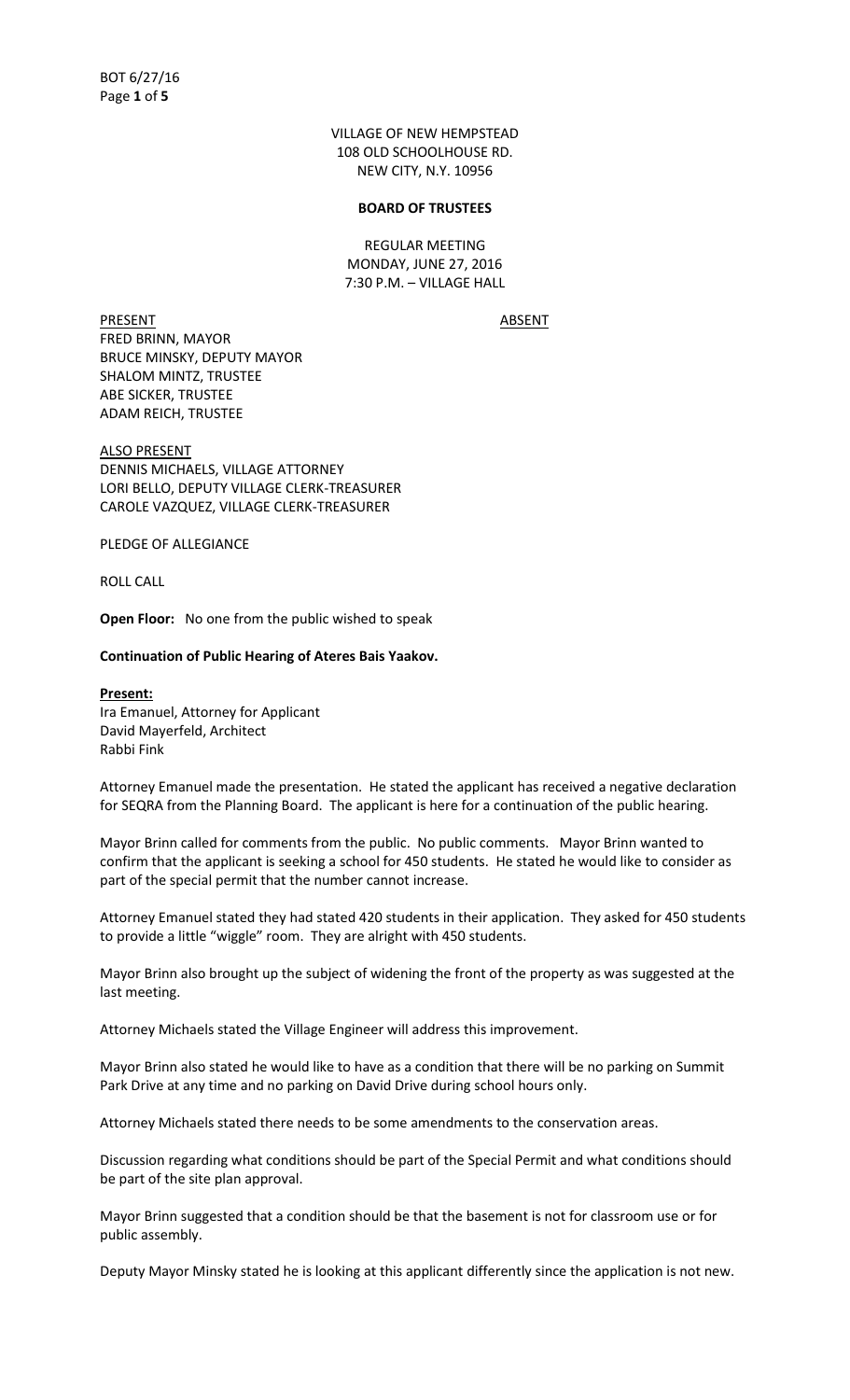VILLAGE OF NEW HEMPSTEAD
108 OLD SCHOOLHOUSE RD.
NEW CITY, N.Y. 10956

**BOARD OF TRUSTEES**

REGULAR MEETING
MONDAY, JUNE 27, 2016
7:30 P.M. – VILLAGE HALL

| PRESENT | ABSENT |
|---|---|
| FRED BRINN, MAYOR | |
| BRUCE MINSKY, DEPUTY MAYOR | |
| SHALOM MINTZ, TRUSTEE | |
| ABE SICKER, TRUSTEE | |
| ADAM REICH, TRUSTEE | |

ALSO PRESENT
DENNIS MICHAELS, VILLAGE ATTORNEY
LORI BELLO, DEPUTY VILLAGE CLERK-TREASURER
CAROLE VAZQUEZ, VILLAGE CLERK-TREASURER

PLEDGE OF ALLEGIANCE

ROLL CALL

**Open Floor:** No one from the public wished to speak

**Continuation of Public Hearing of Ateres Bais Yaakov.**

**Present:**
Ira Emanuel, Attorney for Applicant
David Mayerfeld, Architect
Rabbi Fink

Attorney Emanuel made the presentation. He stated the applicant has received a negative declaration for SEQRA from the Planning Board. The applicant is here for a continuation of the public hearing.

Mayor Brinn called for comments from the public. No public comments. Mayor Brinn wanted to confirm that the applicant is seeking a school for 450 students. He stated he would like to consider as part of the special permit that the number cannot increase.

Attorney Emanuel stated they had stated 420 students in their application. They asked for 450 students to provide a little "wiggle" room. They are alright with 450 students.

Mayor Brinn also brought up the subject of widening the front of the property as was suggested at the last meeting.

Attorney Michaels stated the Village Engineer will address this improvement.

Mayor Brinn also stated he would like to have as a condition that there will be no parking on Summit Park Drive at any time and no parking on David Drive during school hours only.

Attorney Michaels stated there needs to be some amendments to the conservation areas.

Discussion regarding what conditions should be part of the Special Permit and what conditions should be part of the site plan approval.

Mayor Brinn suggested that a condition should be that the basement is not for classroom use or for public assembly.

Deputy Mayor Minsky stated he is looking at this applicant differently since the application is not new.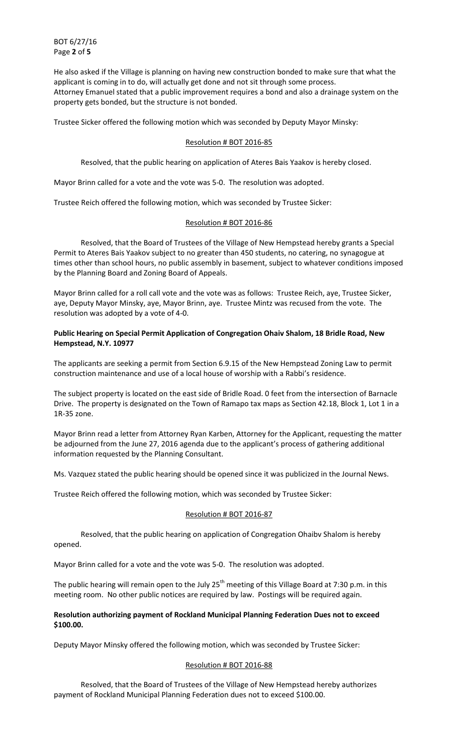He also asked if the Village is planning on having new construction bonded to make sure that what the applicant is coming in to do, will actually get done and not sit through some process.
Attorney Emanuel stated that a public improvement requires a bond and also a drainage system on the property gets bonded, but the structure is not bonded.

Trustee Sicker offered the following motion which was seconded by Deputy Mayor Minsky:

Resolution # BOT 2016-85

Resolved, that the public hearing on application of Ateres Bais Yaakov is hereby closed.

Mayor Brinn called for a vote and the vote was 5-0. The resolution was adopted.

Trustee Reich offered the following motion, which was seconded by Trustee Sicker:

Resolution # BOT 2016-86

Resolved, that the Board of Trustees of the Village of New Hempstead hereby grants a Special Permit to Ateres Bais Yaakov subject to no greater than 450 students, no catering, no synagogue at times other than school hours, no public assembly in basement, subject to whatever conditions imposed by the Planning Board and Zoning Board of Appeals.

Mayor Brinn called for a roll call vote and the vote was as follows: Trustee Reich, aye, Trustee Sicker, aye, Deputy Mayor Minsky, aye, Mayor Brinn, aye. Trustee Mintz was recused from the vote. The resolution was adopted by a vote of 4-0.

**Public Hearing on Special Permit Application of Congregation Ohaiv Shalom, 18 Bridle Road, New Hempstead, N.Y. 10977**

The applicants are seeking a permit from Section 6.9.15 of the New Hempstead Zoning Law to permit construction maintenance and use of a local house of worship with a Rabbi's residence.

The subject property is located on the east side of Bridle Road. 0 feet from the intersection of Barnacle Drive. The property is designated on the Town of Ramapo tax maps as Section 42.18, Block 1, Lot 1 in a 1R-35 zone.

Mayor Brinn read a letter from Attorney Ryan Karben, Attorney for the Applicant, requesting the matter be adjourned from the June 27, 2016 agenda due to the applicant's process of gathering additional information requested by the Planning Consultant.

Ms. Vazquez stated the public hearing should be opened since it was publicized in the Journal News.

Trustee Reich offered the following motion, which was seconded by Trustee Sicker:

Resolution # BOT 2016-87

Resolved, that the public hearing on application of Congregation Ohaibv Shalom is hereby opened.

Mayor Brinn called for a vote and the vote was 5-0. The resolution was adopted.

The public hearing will remain open to the July 25th meeting of this Village Board at 7:30 p.m. in this meeting room. No other public notices are required by law. Postings will be required again.

**Resolution authorizing payment of Rockland Municipal Planning Federation Dues not to exceed $100.00.**

Deputy Mayor Minsky offered the following motion, which was seconded by Trustee Sicker:

Resolution # BOT 2016-88

Resolved, that the Board of Trustees of the Village of New Hempstead hereby authorizes payment of Rockland Municipal Planning Federation dues not to exceed $100.00.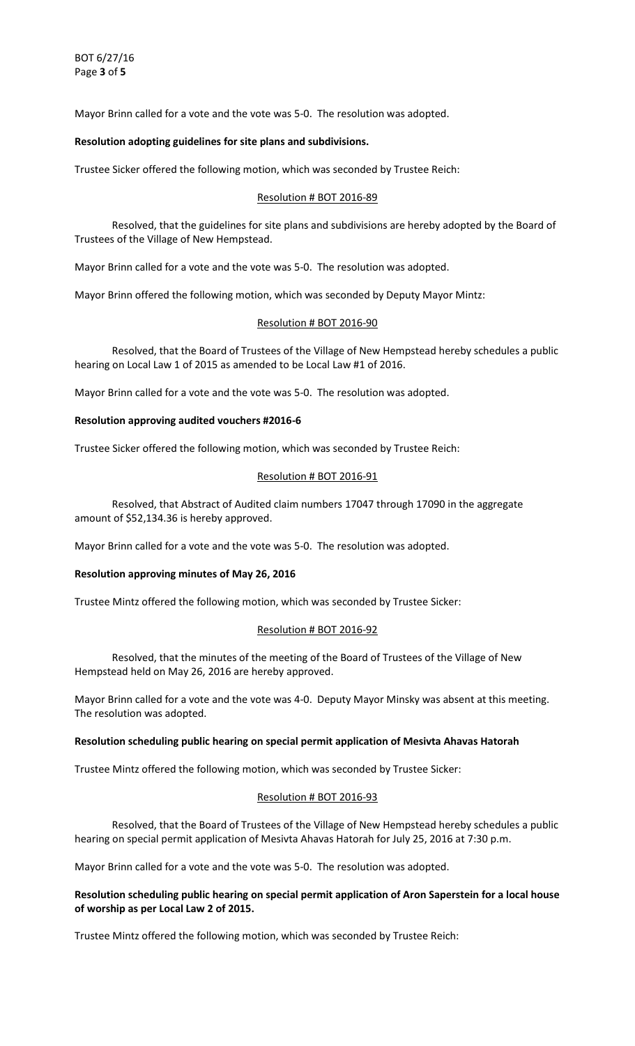Mayor Brinn called for a vote and the vote was 5-0. The resolution was adopted.

**Resolution adopting guidelines for site plans and subdivisions.**

Trustee Sicker offered the following motion, which was seconded by Trustee Reich:

Resolution # BOT 2016-89

Resolved, that the guidelines for site plans and subdivisions are hereby adopted by the Board of Trustees of the Village of New Hempstead.

Mayor Brinn called for a vote and the vote was 5-0. The resolution was adopted.

Mayor Brinn offered the following motion, which was seconded by Deputy Mayor Mintz:

Resolution # BOT 2016-90

Resolved, that the Board of Trustees of the Village of New Hempstead hereby schedules a public hearing on Local Law 1 of 2015 as amended to be Local Law #1 of 2016.

Mayor Brinn called for a vote and the vote was 5-0. The resolution was adopted.

**Resolution approving audited vouchers #2016-6**

Trustee Sicker offered the following motion, which was seconded by Trustee Reich:

Resolution # BOT 2016-91

Resolved, that Abstract of Audited claim numbers 17047 through 17090 in the aggregate amount of $52,134.36 is hereby approved.

Mayor Brinn called for a vote and the vote was 5-0. The resolution was adopted.

**Resolution approving minutes of May 26, 2016**

Trustee Mintz offered the following motion, which was seconded by Trustee Sicker:

Resolution # BOT 2016-92

Resolved, that the minutes of the meeting of the Board of Trustees of the Village of New Hempstead held on May 26, 2016 are hereby approved.

Mayor Brinn called for a vote and the vote was 4-0. Deputy Mayor Minsky was absent at this meeting. The resolution was adopted.

**Resolution scheduling public hearing on special permit application of Mesivta Ahavas Hatorah**

Trustee Mintz offered the following motion, which was seconded by Trustee Sicker:

Resolution # BOT 2016-93

Resolved, that the Board of Trustees of the Village of New Hempstead hereby schedules a public hearing on special permit application of Mesivta Ahavas Hatorah for July 25, 2016 at 7:30 p.m.

Mayor Brinn called for a vote and the vote was 5-0. The resolution was adopted.

**Resolution scheduling public hearing on special permit application of Aron Saperstein for a local house of worship as per Local Law 2 of 2015.**

Trustee Mintz offered the following motion, which was seconded by Trustee Reich: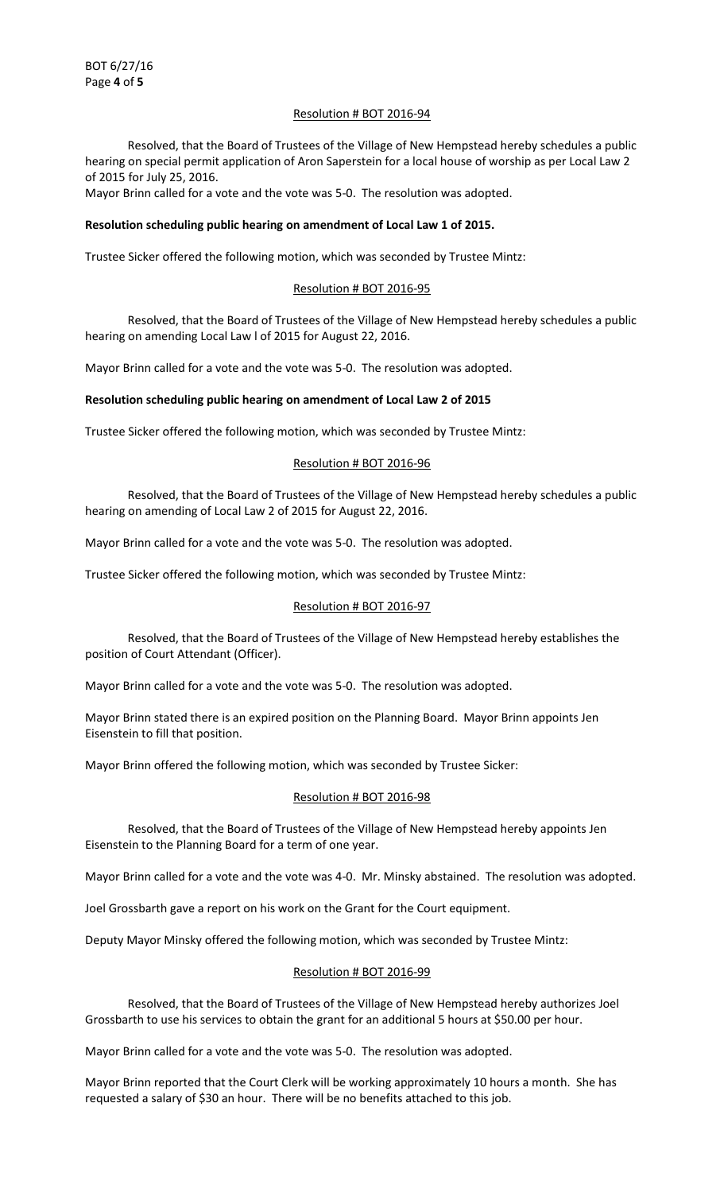Resolution # BOT 2016-94

Resolved, that the Board of Trustees of the Village of New Hempstead hereby schedules a public hearing on special permit application of Aron Saperstein for a local house of worship as per Local Law 2 of 2015 for July 25, 2016.

Mayor Brinn called for a vote and the vote was 5-0. The resolution was adopted.

**Resolution scheduling public hearing on amendment of Local Law 1 of 2015.**

Trustee Sicker offered the following motion, which was seconded by Trustee Mintz:

Resolution # BOT 2016-95

Resolved, that the Board of Trustees of the Village of New Hempstead hereby schedules a public hearing on amending Local Law l of 2015 for August 22, 2016.

Mayor Brinn called for a vote and the vote was 5-0. The resolution was adopted.

**Resolution scheduling public hearing on amendment of Local Law 2 of 2015**

Trustee Sicker offered the following motion, which was seconded by Trustee Mintz:

Resolution # BOT 2016-96

Resolved, that the Board of Trustees of the Village of New Hempstead hereby schedules a public hearing on amending of Local Law 2 of 2015 for August 22, 2016.

Mayor Brinn called for a vote and the vote was 5-0. The resolution was adopted.

Trustee Sicker offered the following motion, which was seconded by Trustee Mintz:

Resolution # BOT 2016-97

Resolved, that the Board of Trustees of the Village of New Hempstead hereby establishes the position of Court Attendant (Officer).

Mayor Brinn called for a vote and the vote was 5-0. The resolution was adopted.

Mayor Brinn stated there is an expired position on the Planning Board. Mayor Brinn appoints Jen Eisenstein to fill that position.

Mayor Brinn offered the following motion, which was seconded by Trustee Sicker:

Resolution # BOT 2016-98

Resolved, that the Board of Trustees of the Village of New Hempstead hereby appoints Jen Eisenstein to the Planning Board for a term of one year.

Mayor Brinn called for a vote and the vote was 4-0. Mr. Minsky abstained. The resolution was adopted.

Joel Grossbarth gave a report on his work on the Grant for the Court equipment.

Deputy Mayor Minsky offered the following motion, which was seconded by Trustee Mintz:

Resolution # BOT 2016-99

Resolved, that the Board of Trustees of the Village of New Hempstead hereby authorizes Joel Grossbarth to use his services to obtain the grant for an additional 5 hours at $50.00 per hour.

Mayor Brinn called for a vote and the vote was 5-0. The resolution was adopted.

Mayor Brinn reported that the Court Clerk will be working approximately 10 hours a month. She has requested a salary of $30 an hour. There will be no benefits attached to this job.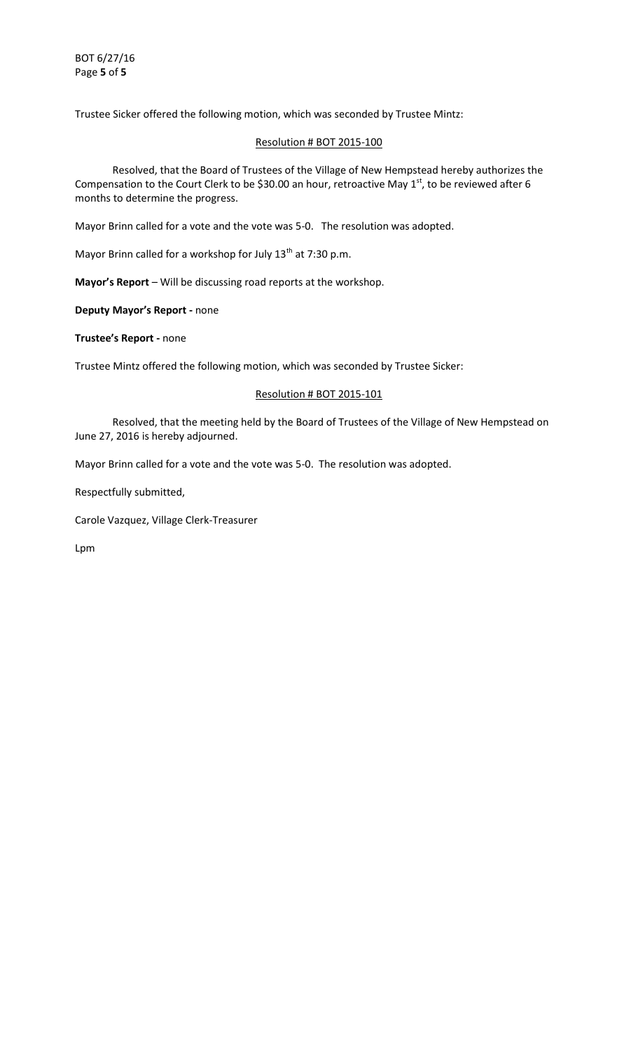Trustee Sicker offered the following motion, which was seconded by Trustee Mintz:

Resolution # BOT 2015-100

Resolved, that the Board of Trustees of the Village of New Hempstead hereby authorizes the Compensation to the Court Clerk to be $30.00 an hour, retroactive May 1st, to be reviewed after 6 months to determine the progress.

Mayor Brinn called for a vote and the vote was 5-0. The resolution was adopted.

Mayor Brinn called for a workshop for July 13th at 7:30 p.m.

**Mayor's Report** – Will be discussing road reports at the workshop.

**Deputy Mayor's Report -** none

**Trustee's Report -** none

Trustee Mintz offered the following motion, which was seconded by Trustee Sicker:

Resolution # BOT 2015-101

Resolved, that the meeting held by the Board of Trustees of the Village of New Hempstead on June 27, 2016 is hereby adjourned.

Mayor Brinn called for a vote and the vote was 5-0. The resolution was adopted.

Respectfully submitted,

Carole Vazquez, Village Clerk-Treasurer

Lpm